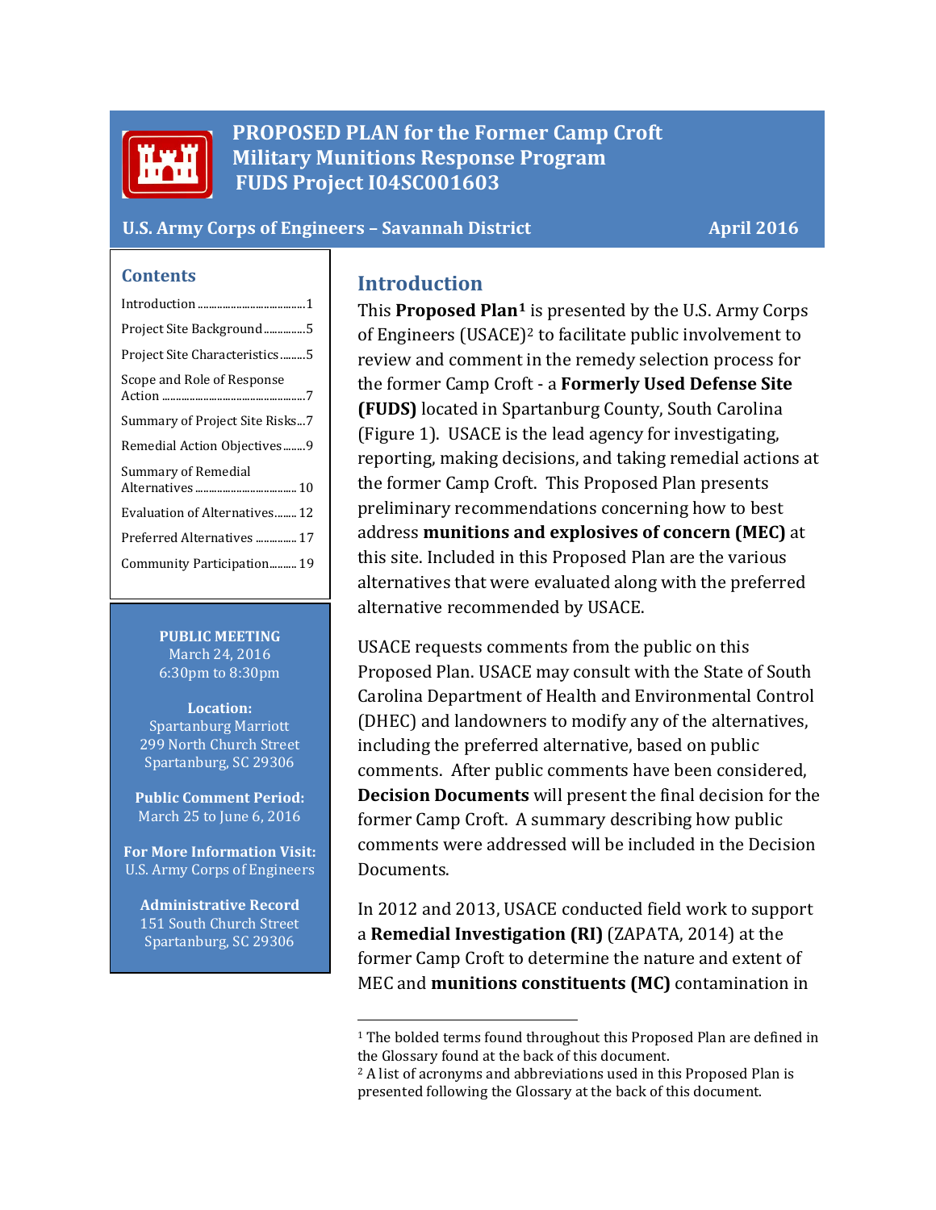# PROPOSED PLAN for the Former Camp Croft Military Munitions Response Program FUDS Project I04SC001603

**U.S. Army Corps of Engineers – Savannah District** | **April 2016**

## Contents

- Introduction ........................................1
- Project Site Background ..............5
- Project Site Characteristics .........5
- Scope and Role of Response Action ....................................................7
- Summary of Project Site Risks...7
- Remedial Action Objectives ........9
- Summary of Remedial Alternatives .................................... 10
- Evaluation of Alternatives........ 12
- Preferred Alternatives .............. 17
- Community Participation.......... 19

**PUBLIC MEETING**
March 24, 2016
6:30pm to 8:30pm

**Location:**
Spartanburg Marriott
299 North Church Street
Spartanburg, SC 29306

**Public Comment Period:**
March 25 to June 6, 2016

**For More Information Visit:**
U.S. Army Corps of Engineers

**Administrative Record**
151 South Church Street
Spartanburg, SC 29306

## Introduction

This **Proposed Plan**[1] is presented by the U.S. Army Corps of Engineers (USACE)[2] to facilitate public involvement to review and comment in the remedy selection process for the former Camp Croft - a **Formerly Used Defense Site (FUDS)** located in Spartanburg County, South Carolina (Figure 1). USACE is the lead agency for investigating, reporting, making decisions, and taking remedial actions at the former Camp Croft. This Proposed Plan presents preliminary recommendations concerning how to best address **munitions and explosives of concern (MEC)** at this site. Included in this Proposed Plan are the various alternatives that were evaluated along with the preferred alternative recommended by USACE.

USACE requests comments from the public on this Proposed Plan. USACE may consult with the State of South Carolina Department of Health and Environmental Control (DHEC) and landowners to modify any of the alternatives, including the preferred alternative, based on public comments. After public comments have been considered, **Decision Documents** will present the final decision for the former Camp Croft. A summary describing how public comments were addressed will be included in the Decision Documents.

In 2012 and 2013, USACE conducted field work to support a **Remedial Investigation (RI)** (ZAPATA, 2014) at the former Camp Croft to determine the nature and extent of MEC and **munitions constituents (MC)** contamination in

[1] The bolded terms found throughout this Proposed Plan are defined in the Glossary found at the back of this document.
[2] A list of acronyms and abbreviations used in this Proposed Plan is presented following the Glossary at the back of this document.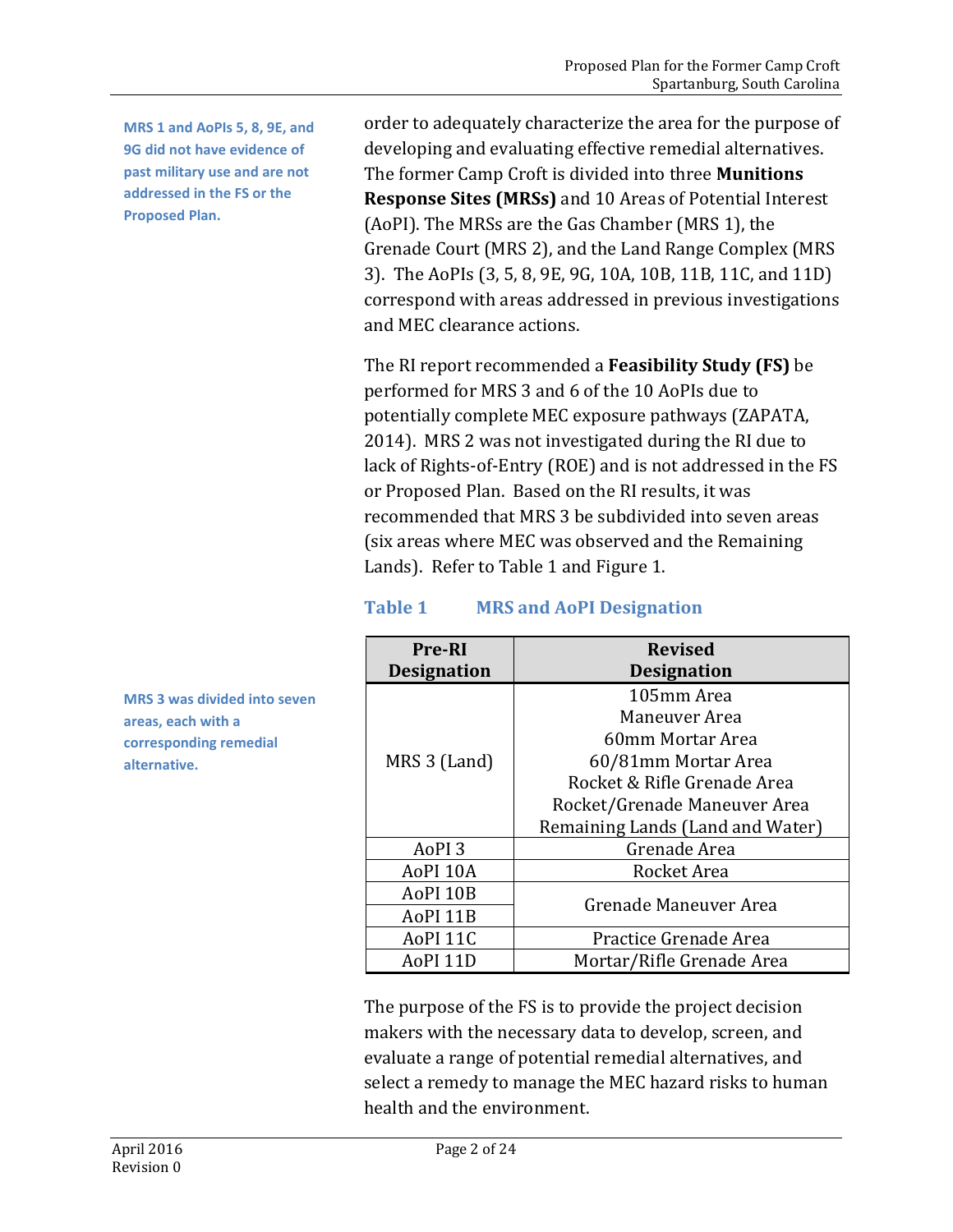**MRS 1 and AoPIs 5, 8, 9E, and 9G did not have evidence of past military use and are not addressed in the FS or the Proposed Plan.**

order to adequately characterize the area for the purpose of developing and evaluating effective remedial alternatives. The former Camp Croft is divided into three **Munitions Response Sites (MRSs)** and 10 Areas of Potential Interest (AoPI). The MRSs are the Gas Chamber (MRS 1), the Grenade Court (MRS 2), and the Land Range Complex (MRS 3). The AoPIs (3, 5, 8, 9E, 9G, 10A, 10B, 11B, 11C, and 11D) correspond with areas addressed in previous investigations and MEC clearance actions.

The RI report recommended a **Feasibility Study (FS)** be performed for MRS 3 and 6 of the 10 AoPIs due to potentially complete MEC exposure pathways (ZAPATA, 2014). MRS 2 was not investigated during the RI due to lack of Rights-of-Entry (ROE) and is not addressed in the FS or Proposed Plan. Based on the RI results, it was recommended that MRS 3 be subdivided into seven areas (six areas where MEC was observed and the Remaining Lands). Refer to Table 1 and Figure 1.

**MRS 3 was divided into seven areas, each with a corresponding remedial alternative.**

### Table 1 MRS and AoPI Designation

| Pre-RI Designation | Revised Designation |
|---|---|
| MRS 3 (Land) | 105mm Area |
| | Maneuver Area |
| | 60mm Mortar Area |
| | 60/81mm Mortar Area |
| | Rocket & Rifle Grenade Area |
| | Rocket/Grenade Maneuver Area |
| | Remaining Lands (Land and Water) |
| AoPI 3 | Grenade Area |
| AoPI 10A | Rocket Area |
| AoPI 10B | Grenade Maneuver Area |
| AoPI 11B | |
| AoPI 11C | Practice Grenade Area |
| AoPI 11D | Mortar/Rifle Grenade Area |

The purpose of the FS is to provide the project decision makers with the necessary data to develop, screen, and evaluate a range of potential remedial alternatives, and select a remedy to manage the MEC hazard risks to human health and the environment.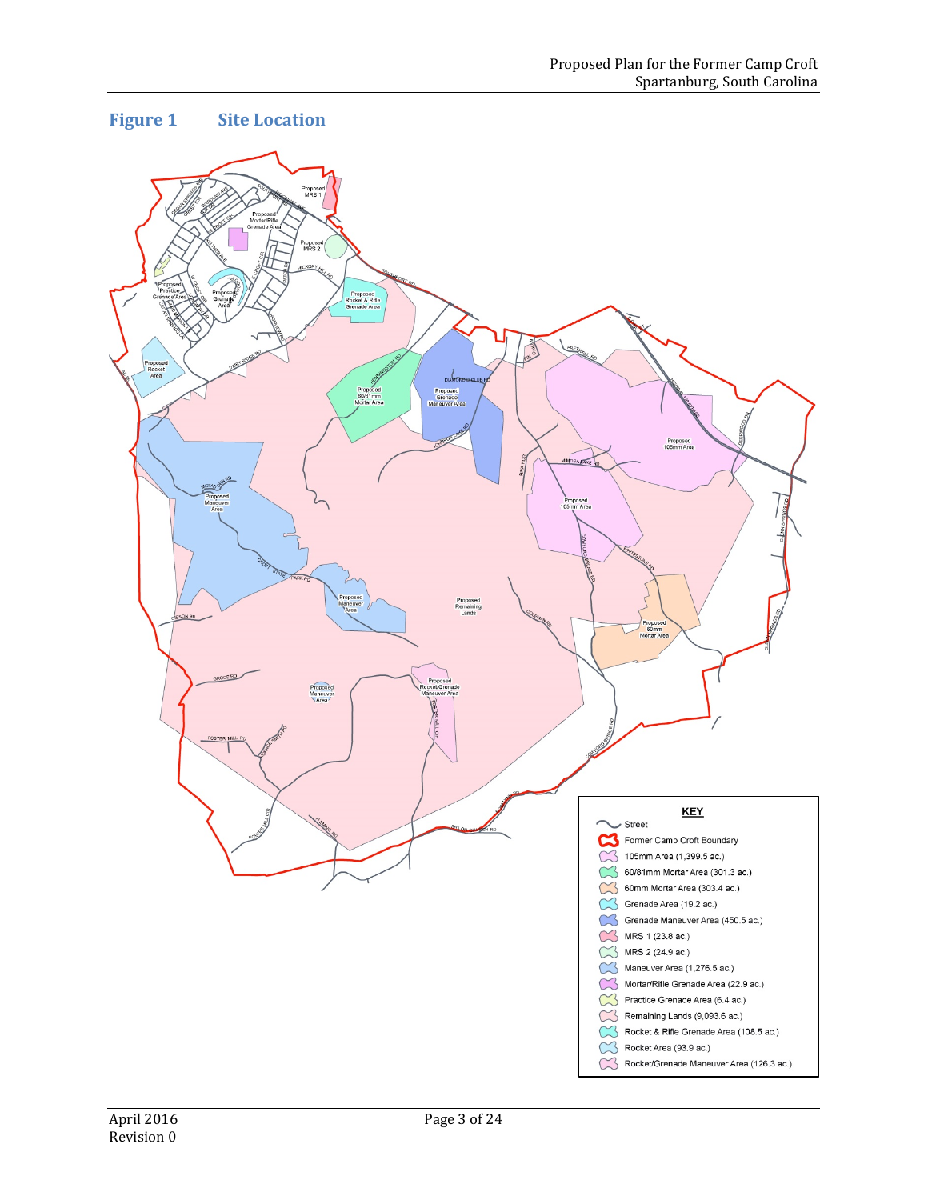## Figure 1 Site Location

**KEY**

- Street
- Former Camp Croft Boundary
- 105mm Area (1,399.5 ac.)
- 60/81mm Mortar Area (301.3 ac.)
- 60mm Mortar Area (303.4 ac.)
- Grenade Area (19.2 ac.)
- Grenade Maneuver Area (450.5 ac.)
- MRS 1 (23.8 ac.)
- MRS 2 (24.9 ac.)
- Maneuver Area (1,276.5 ac.)
- Mortar/Rifle Grenade Area (22.9 ac.)
- Practice Grenade Area (6.4 ac.)
- Remaining Lands (9,093.6 ac.)
- Rocket & Rifle Grenade Area (108.5 ac.)
- Rocket Area (93.9 ac.)
- Rocket/Grenade Maneuver Area (126.3 ac.)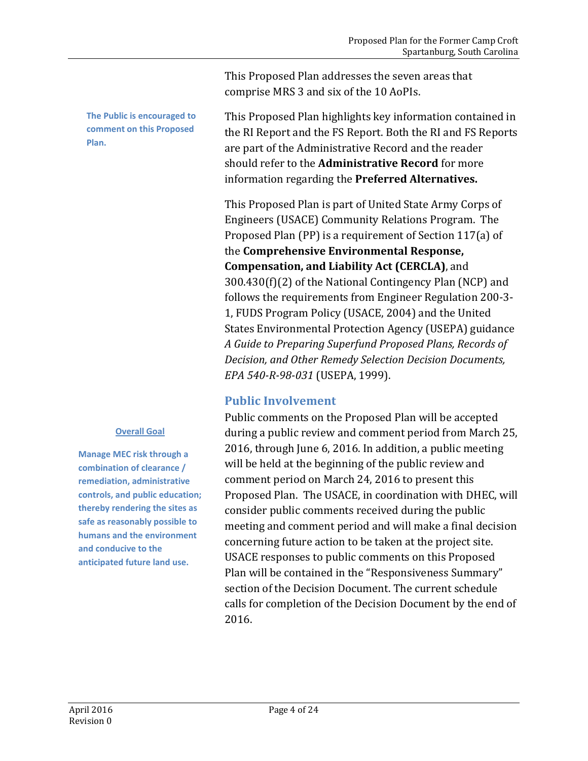This Proposed Plan addresses the seven areas that comprise MRS 3 and six of the 10 AoPIs.

**The Public is encouraged to comment on this Proposed Plan.**

This Proposed Plan highlights key information contained in the RI Report and the FS Report. Both the RI and FS Reports are part of the Administrative Record and the reader should refer to the **Administrative Record** for more information regarding the **Preferred Alternatives.**

This Proposed Plan is part of United State Army Corps of Engineers (USACE) Community Relations Program. The Proposed Plan (PP) is a requirement of Section 117(a) of the **Comprehensive Environmental Response, Compensation, and Liability Act (CERCLA)**, and 300.430(f)(2) of the National Contingency Plan (NCP) and follows the requirements from Engineer Regulation 200-3-1, FUDS Program Policy (USACE, 2004) and the United States Environmental Protection Agency (USEPA) guidance *A Guide to Preparing Superfund Proposed Plans, Records of Decision, and Other Remedy Selection Decision Documents, EPA 540-R-98-031* (USEPA, 1999).

## Public Involvement

**Overall Goal**

**Manage MEC risk through a combination of clearance / remediation, administrative controls, and public education; thereby rendering the sites as safe as reasonably possible to humans and the environment and conducive to the anticipated future land use.**

Public comments on the Proposed Plan will be accepted during a public review and comment period from March 25, 2016, through June 6, 2016. In addition, a public meeting will be held at the beginning of the public review and comment period on March 24, 2016 to present this Proposed Plan. The USACE, in coordination with DHEC, will consider public comments received during the public meeting and comment period and will make a final decision concerning future action to be taken at the project site. USACE responses to public comments on this Proposed Plan will be contained in the "Responsiveness Summary" section of the Decision Document. The current schedule calls for completion of the Decision Document by the end of 2016.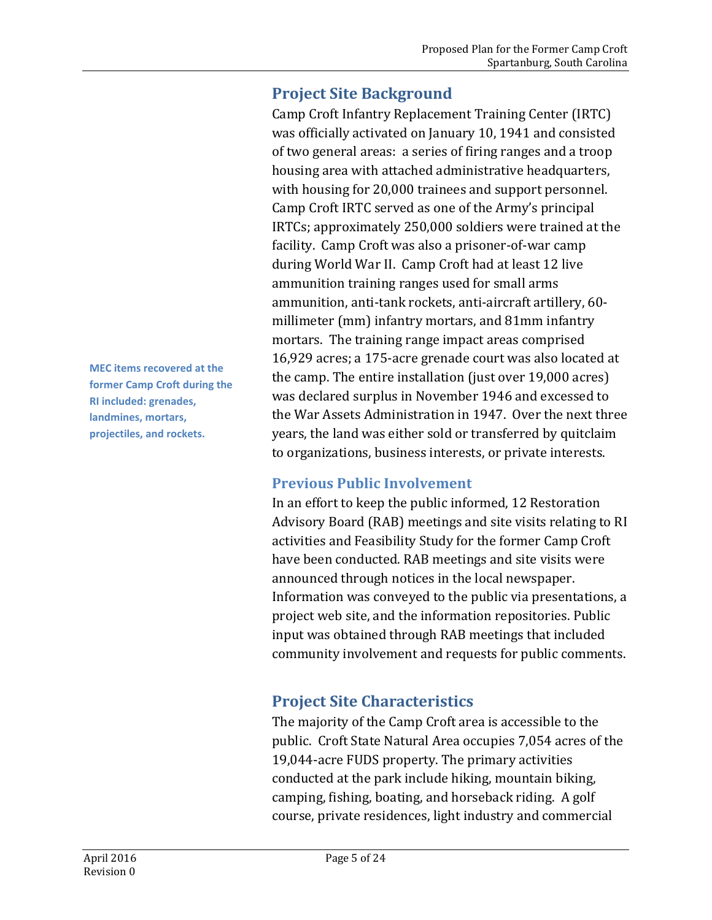## Project Site Background

Camp Croft Infantry Replacement Training Center (IRTC) was officially activated on January 10, 1941 and consisted of two general areas: a series of firing ranges and a troop housing area with attached administrative headquarters, with housing for 20,000 trainees and support personnel. Camp Croft IRTC served as one of the Army's principal IRTCs; approximately 250,000 soldiers were trained at the facility. Camp Croft was also a prisoner-of-war camp during World War II. Camp Croft had at least 12 live ammunition training ranges used for small arms ammunition, anti-tank rockets, anti-aircraft artillery, 60-millimeter (mm) infantry mortars, and 81mm infantry mortars. The training range impact areas comprised 16,929 acres; a 175-acre grenade court was also located at the camp. The entire installation (just over 19,000 acres) was declared surplus in November 1946 and excessed to the War Assets Administration in 1947. Over the next three years, the land was either sold or transferred by quitclaim to organizations, business interests, or private interests.

**MEC items recovered at the former Camp Croft during the RI included: grenades, landmines, mortars, projectiles, and rockets.**

### Previous Public Involvement

In an effort to keep the public informed, 12 Restoration Advisory Board (RAB) meetings and site visits relating to RI activities and Feasibility Study for the former Camp Croft have been conducted. RAB meetings and site visits were announced through notices in the local newspaper. Information was conveyed to the public via presentations, a project web site, and the information repositories. Public input was obtained through RAB meetings that included community involvement and requests for public comments.

## Project Site Characteristics

The majority of the Camp Croft area is accessible to the public. Croft State Natural Area occupies 7,054 acres of the 19,044-acre FUDS property. The primary activities conducted at the park include hiking, mountain biking, camping, fishing, boating, and horseback riding. A golf course, private residences, light industry and commercial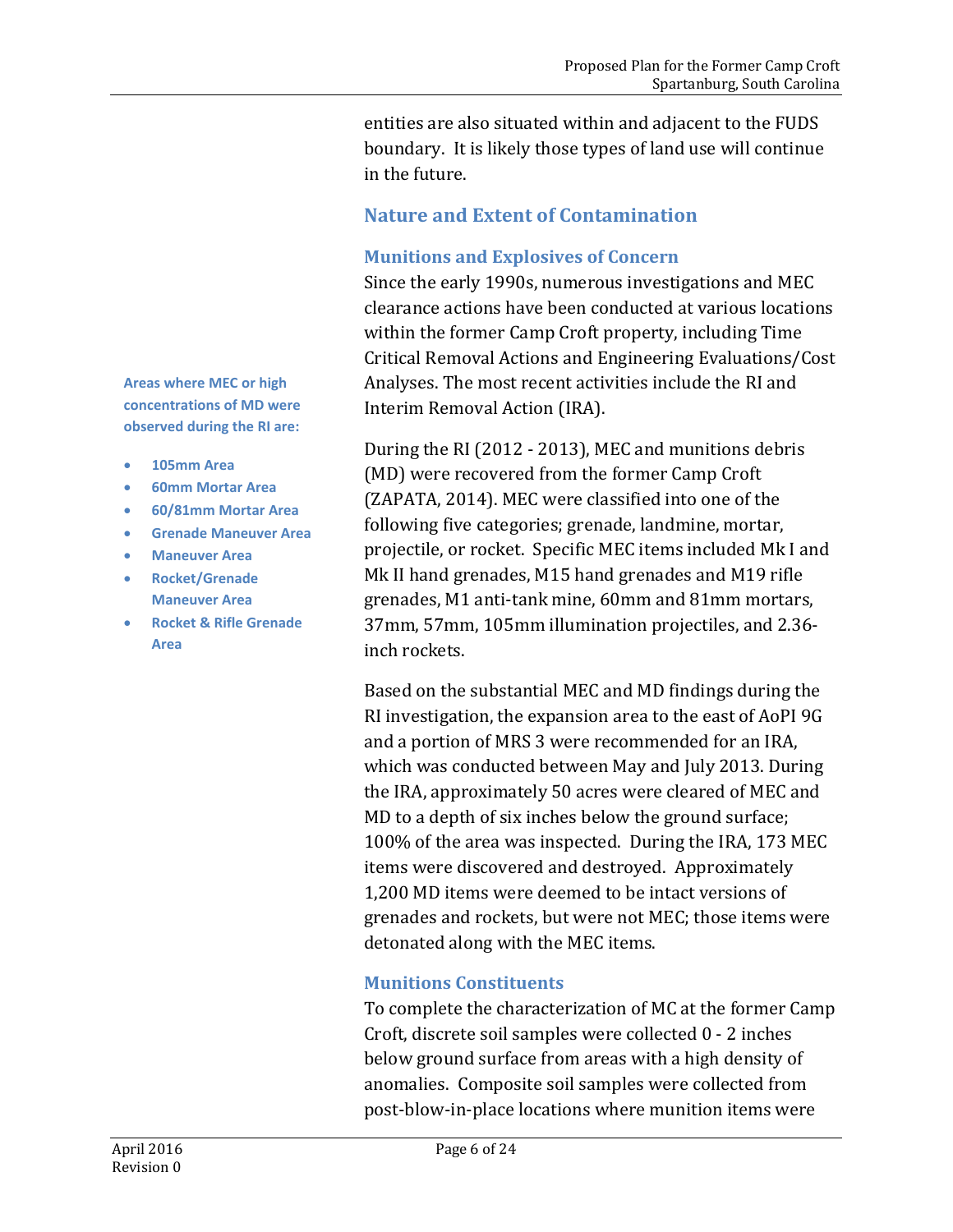entities are also situated within and adjacent to the FUDS boundary. It is likely those types of land use will continue in the future.

## Nature and Extent of Contamination

### Munitions and Explosives of Concern

Since the early 1990s, numerous investigations and MEC clearance actions have been conducted at various locations within the former Camp Croft property, including Time Critical Removal Actions and Engineering Evaluations/Cost Analyses. The most recent activities include the RI and Interim Removal Action (IRA).

**Areas where MEC or high concentrations of MD were observed during the RI are:**

- **105mm Area**
- **60mm Mortar Area**
- **60/81mm Mortar Area**
- **Grenade Maneuver Area**
- **Maneuver Area**
- **Rocket/Grenade Maneuver Area**
- **Rocket & Rifle Grenade Area**

During the RI (2012 - 2013), MEC and munitions debris (MD) were recovered from the former Camp Croft (ZAPATA, 2014). MEC were classified into one of the following five categories; grenade, landmine, mortar, projectile, or rocket. Specific MEC items included Mk I and Mk II hand grenades, M15 hand grenades and M19 rifle grenades, M1 anti-tank mine, 60mm and 81mm mortars, 37mm, 57mm, 105mm illumination projectiles, and 2.36-inch rockets.

Based on the substantial MEC and MD findings during the RI investigation, the expansion area to the east of AoPI 9G and a portion of MRS 3 were recommended for an IRA, which was conducted between May and July 2013. During the IRA, approximately 50 acres were cleared of MEC and MD to a depth of six inches below the ground surface; 100% of the area was inspected. During the IRA, 173 MEC items were discovered and destroyed. Approximately 1,200 MD items were deemed to be intact versions of grenades and rockets, but were not MEC; those items were detonated along with the MEC items.

### Munitions Constituents

To complete the characterization of MC at the former Camp Croft, discrete soil samples were collected 0 - 2 inches below ground surface from areas with a high density of anomalies. Composite soil samples were collected from post-blow-in-place locations where munition items were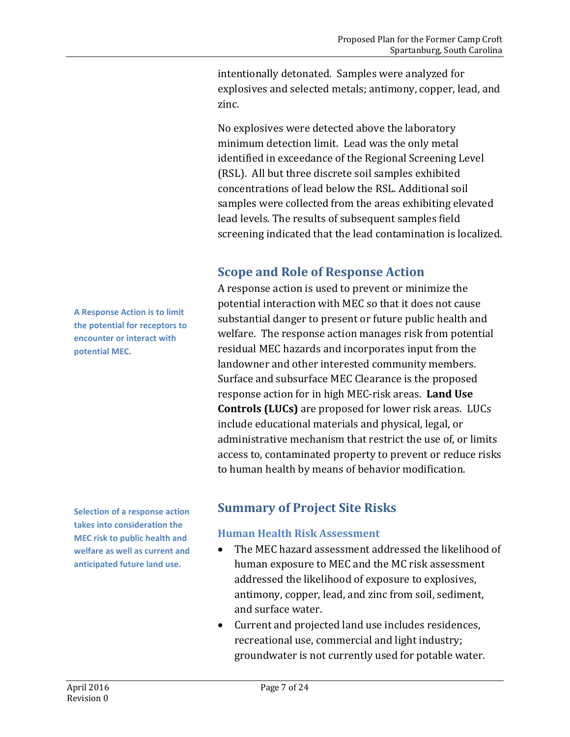intentionally detonated. Samples were analyzed for explosives and selected metals; antimony, copper, lead, and zinc.

No explosives were detected above the laboratory minimum detection limit. Lead was the only metal identified in exceedance of the Regional Screening Level (RSL). All but three discrete soil samples exhibited concentrations of lead below the RSL. Additional soil samples were collected from the areas exhibiting elevated lead levels. The results of subsequent samples field screening indicated that the lead contamination is localized.

## Scope and Role of Response Action

**A Response Action is to limit the potential for receptors to encounter or interact with potential MEC.**

A response action is used to prevent or minimize the potential interaction with MEC so that it does not cause substantial danger to present or future public health and welfare. The response action manages risk from potential residual MEC hazards and incorporates input from the landowner and other interested community members. Surface and subsurface MEC Clearance is the proposed response action for in high MEC-risk areas. **Land Use Controls (LUCs)** are proposed for lower risk areas. LUCs include educational materials and physical, legal, or administrative mechanism that restrict the use of, or limits access to, contaminated property to prevent or reduce risks to human health by means of behavior modification.

## Summary of Project Site Risks

**Selection of a response action takes into consideration the MEC risk to public health and welfare as well as current and anticipated future land use.**

### Human Health Risk Assessment

- The MEC hazard assessment addressed the likelihood of human exposure to MEC and the MC risk assessment addressed the likelihood of exposure to explosives, antimony, copper, lead, and zinc from soil, sediment, and surface water.
- Current and projected land use includes residences, recreational use, commercial and light industry; groundwater is not currently used for potable water.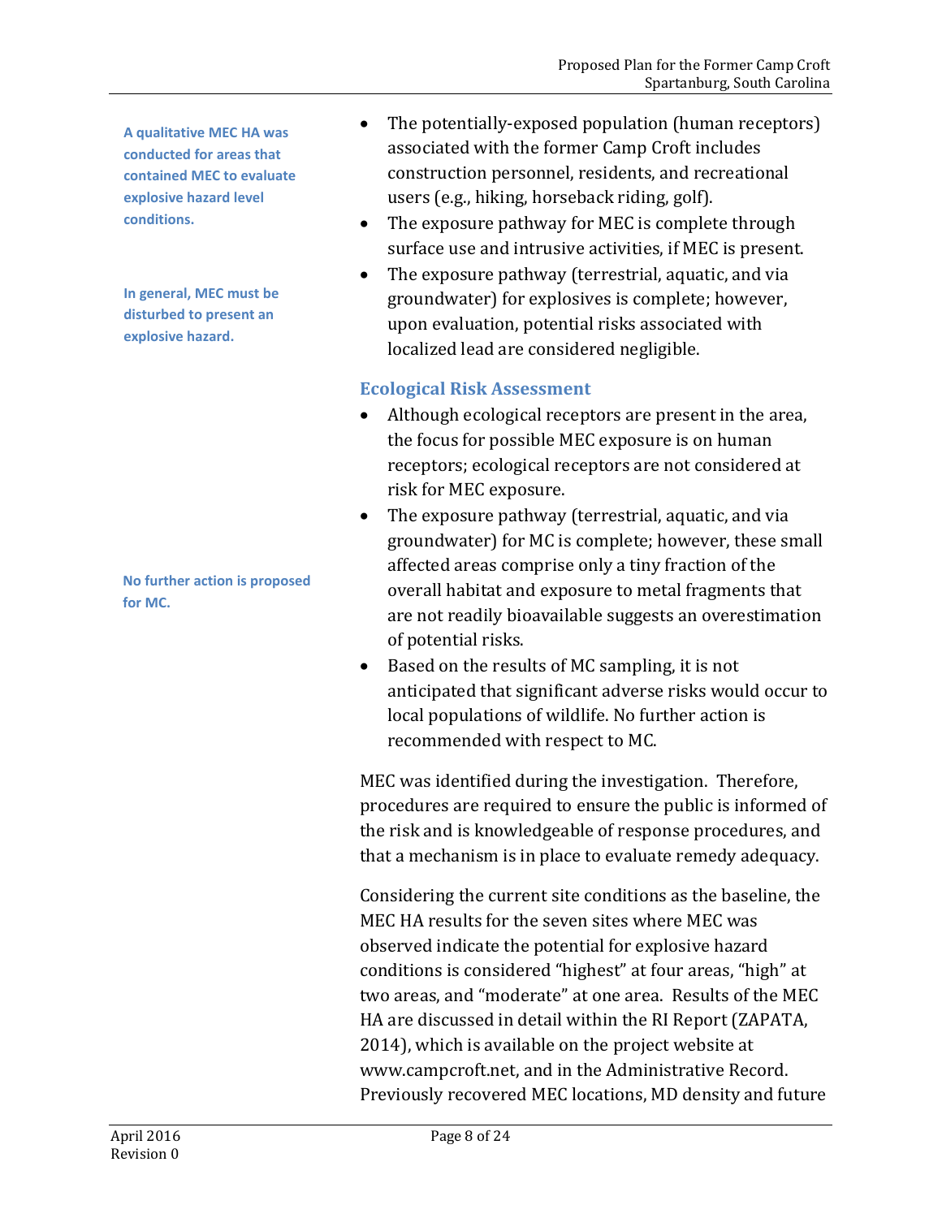**A qualitative MEC HA was conducted for areas that contained MEC to evaluate explosive hazard level conditions.**

- The potentially-exposed population (human receptors) associated with the former Camp Croft includes construction personnel, residents, and recreational users (e.g., hiking, horseback riding, golf).
- The exposure pathway for MEC is complete through surface use and intrusive activities, if MEC is present.
- The exposure pathway (terrestrial, aquatic, and via groundwater) for explosives is complete; however, upon evaluation, potential risks associated with localized lead are considered negligible.

**In general, MEC must be disturbed to present an explosive hazard.**

### Ecological Risk Assessment

- Although ecological receptors are present in the area, the focus for possible MEC exposure is on human receptors; ecological receptors are not considered at risk for MEC exposure.
- The exposure pathway (terrestrial, aquatic, and via groundwater) for MC is complete; however, these small affected areas comprise only a tiny fraction of the overall habitat and exposure to metal fragments that are not readily bioavailable suggests an overestimation of potential risks.
- Based on the results of MC sampling, it is not anticipated that significant adverse risks would occur to local populations of wildlife. No further action is recommended with respect to MC.

**No further action is proposed for MC.**

MEC was identified during the investigation. Therefore, procedures are required to ensure the public is informed of the risk and is knowledgeable of response procedures, and that a mechanism is in place to evaluate remedy adequacy.

Considering the current site conditions as the baseline, the MEC HA results for the seven sites where MEC was observed indicate the potential for explosive hazard conditions is considered "highest" at four areas, "high" at two areas, and "moderate" at one area. Results of the MEC HA are discussed in detail within the RI Report (ZAPATA, 2014), which is available on the project website at www.campcroft.net, and in the Administrative Record. Previously recovered MEC locations, MD density and future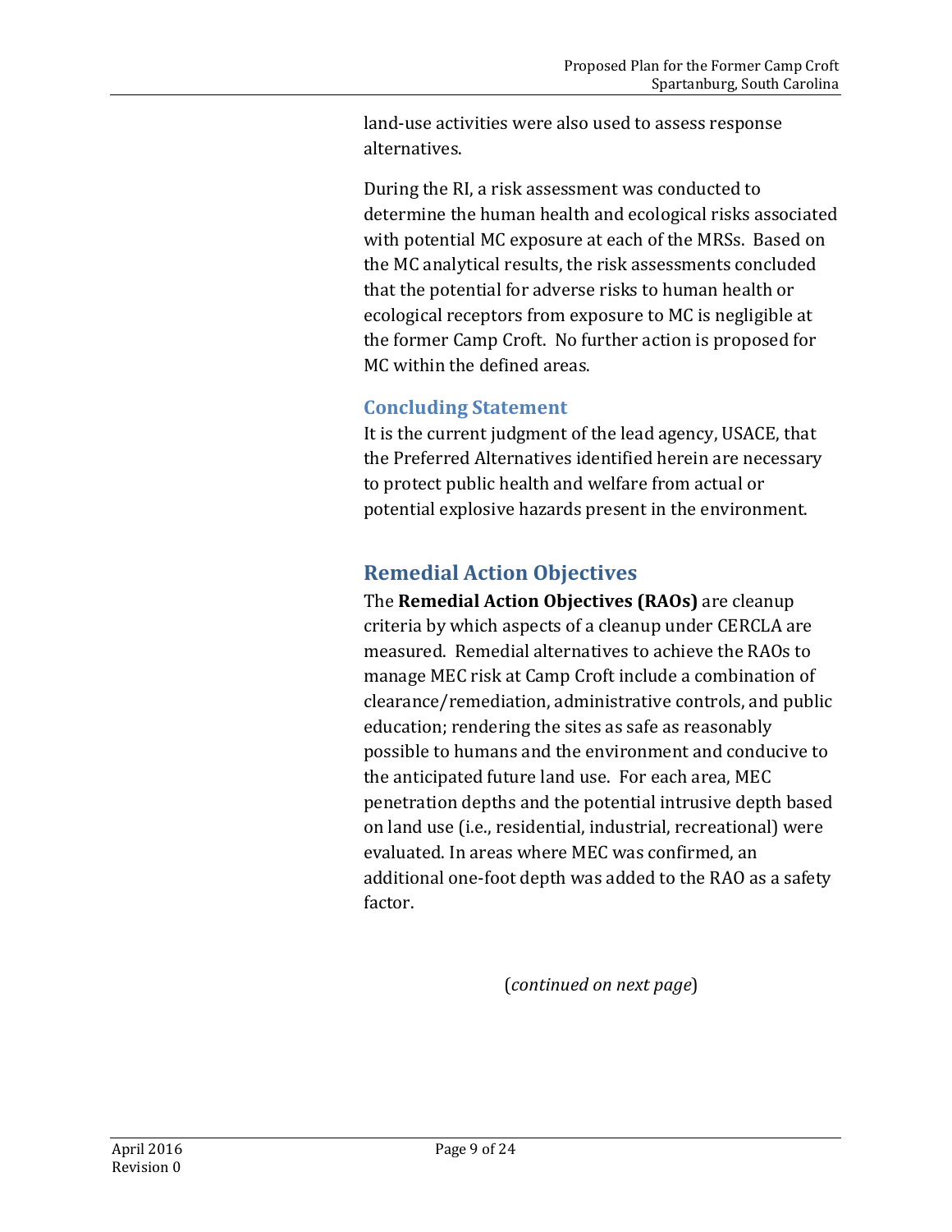land-use activities were also used to assess response alternatives.

During the RI, a risk assessment was conducted to determine the human health and ecological risks associated with potential MC exposure at each of the MRSs. Based on the MC analytical results, the risk assessments concluded that the potential for adverse risks to human health or ecological receptors from exposure to MC is negligible at the former Camp Croft. No further action is proposed for MC within the defined areas.

### Concluding Statement

It is the current judgment of the lead agency, USACE, that the Preferred Alternatives identified herein are necessary to protect public health and welfare from actual or potential explosive hazards present in the environment.

## Remedial Action Objectives

The **Remedial Action Objectives (RAOs)** are cleanup criteria by which aspects of a cleanup under CERCLA are measured. Remedial alternatives to achieve the RAOs to manage MEC risk at Camp Croft include a combination of clearance/remediation, administrative controls, and public education; rendering the sites as safe as reasonably possible to humans and the environment and conducive to the anticipated future land use. For each area, MEC penetration depths and the potential intrusive depth based on land use (i.e., residential, industrial, recreational) were evaluated. In areas where MEC was confirmed, an additional one-foot depth was added to the RAO as a safety factor.

(*continued on next page*)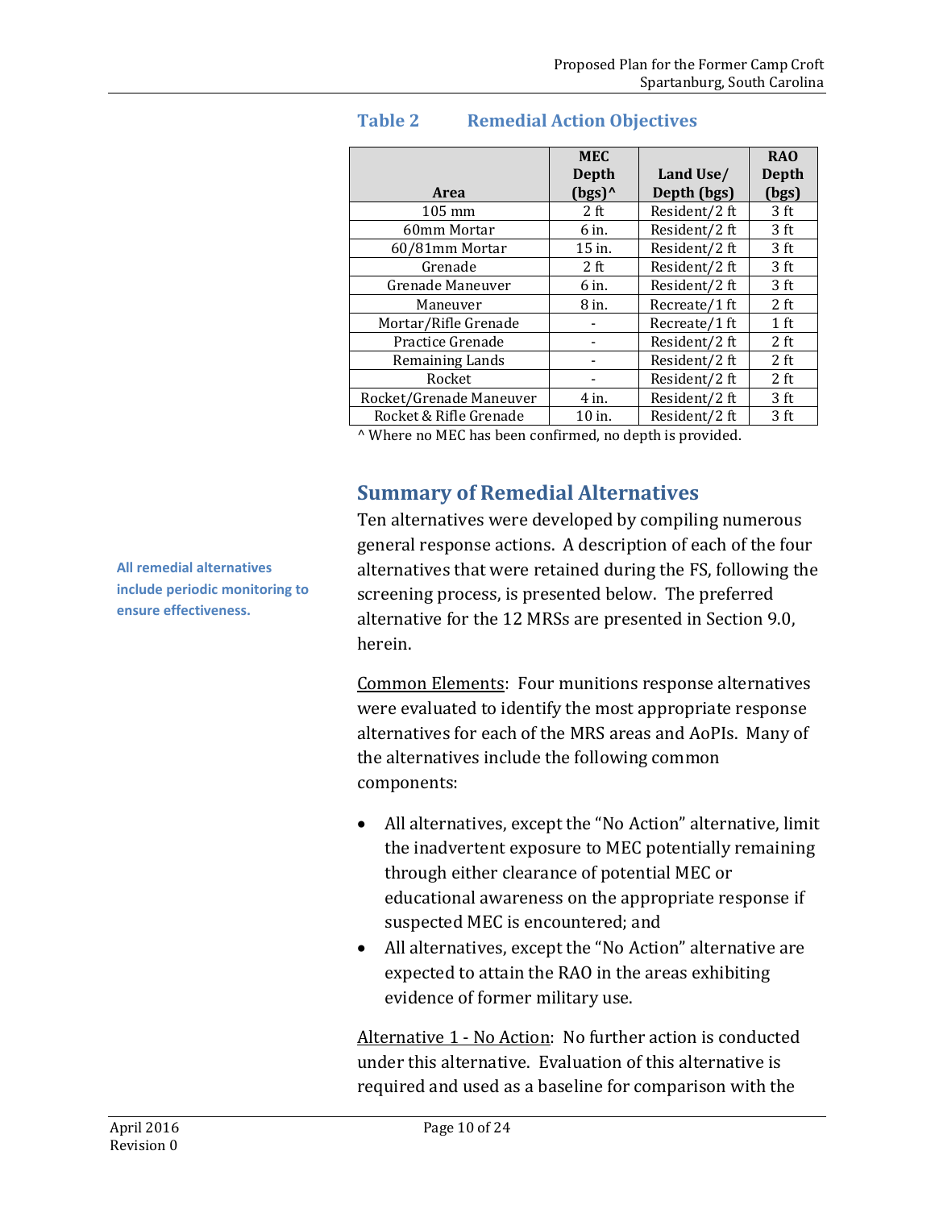**Table 2 Remedial Action Objectives**

| Area | MEC Depth (bgs)^ | Land Use/ Depth (bgs) | RAO Depth (bgs) |
|---|---|---|---|
| 105 mm | 2 ft | Resident/2 ft | 3 ft |
| 60mm Mortar | 6 in. | Resident/2 ft | 3 ft |
| 60/81mm Mortar | 15 in. | Resident/2 ft | 3 ft |
| Grenade | 2 ft | Resident/2 ft | 3 ft |
| Grenade Maneuver | 6 in. | Resident/2 ft | 3 ft |
| Maneuver | 8 in. | Recreate/1 ft | 2 ft |
| Mortar/Rifle Grenade | - | Recreate/1 ft | 1 ft |
| Practice Grenade | - | Resident/2 ft | 2 ft |
| Remaining Lands | - | Resident/2 ft | 2 ft |
| Rocket | - | Resident/2 ft | 2 ft |
| Rocket/Grenade Maneuver | 4 in. | Resident/2 ft | 3 ft |
| Rocket & Rifle Grenade | 10 in. | Resident/2 ft | 3 ft |

^ Where no MEC has been confirmed, no depth is provided.

## Summary of Remedial Alternatives

**All remedial alternatives include periodic monitoring to ensure effectiveness.**

Ten alternatives were developed by compiling numerous general response actions. A description of each of the four alternatives that were retained during the FS, following the screening process, is presented below. The preferred alternative for the 12 MRSs are presented in Section 9.0, herein.

Common Elements: Four munitions response alternatives were evaluated to identify the most appropriate response alternatives for each of the MRS areas and AoPIs. Many of the alternatives include the following common components:

- All alternatives, except the "No Action" alternative, limit the inadvertent exposure to MEC potentially remaining through either clearance of potential MEC or educational awareness on the appropriate response if suspected MEC is encountered; and
- All alternatives, except the "No Action" alternative are expected to attain the RAO in the areas exhibiting evidence of former military use.

Alternative 1 - No Action: No further action is conducted under this alternative. Evaluation of this alternative is required and used as a baseline for comparison with the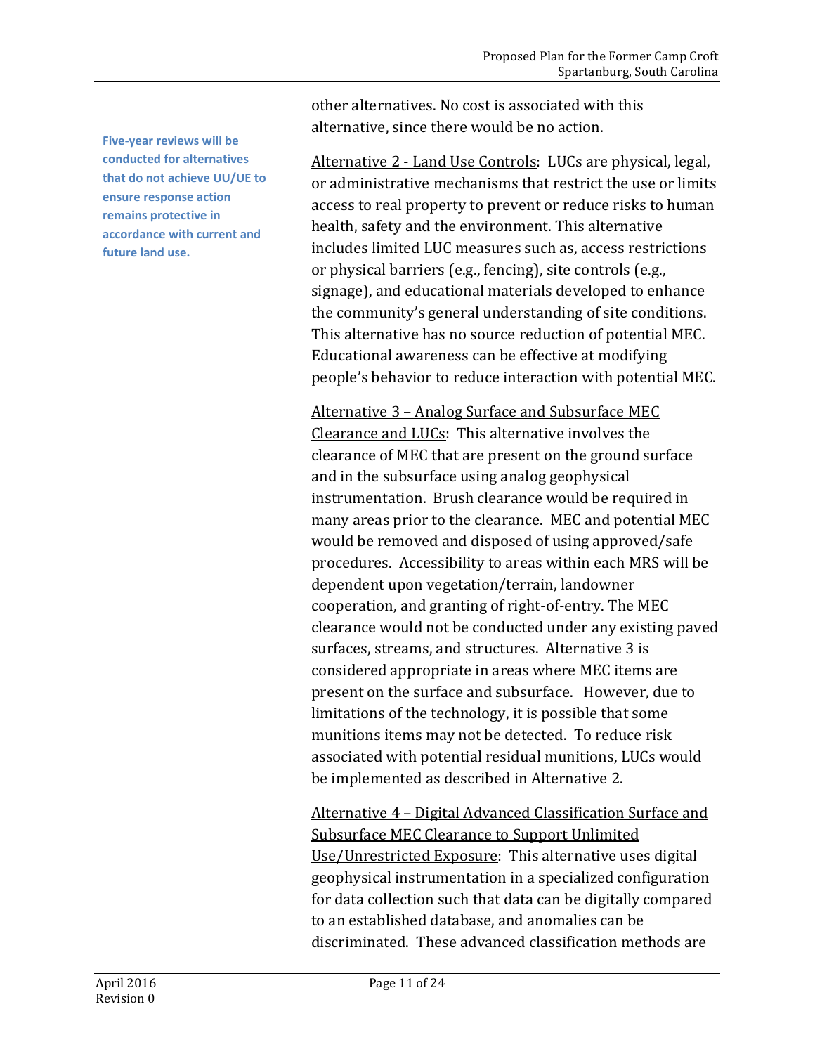**Five-year reviews will be conducted for alternatives that do not achieve UU/UE to ensure response action remains protective in accordance with current and future land use.**

other alternatives. No cost is associated with this alternative, since there would be no action.

Alternative 2 - Land Use Controls: LUCs are physical, legal, or administrative mechanisms that restrict the use or limits access to real property to prevent or reduce risks to human health, safety and the environment. This alternative includes limited LUC measures such as, access restrictions or physical barriers (e.g., fencing), site controls (e.g., signage), and educational materials developed to enhance the community's general understanding of site conditions. This alternative has no source reduction of potential MEC. Educational awareness can be effective at modifying people's behavior to reduce interaction with potential MEC.

Alternative 3 – Analog Surface and Subsurface MEC Clearance and LUCs: This alternative involves the clearance of MEC that are present on the ground surface and in the subsurface using analog geophysical instrumentation. Brush clearance would be required in many areas prior to the clearance. MEC and potential MEC would be removed and disposed of using approved/safe procedures. Accessibility to areas within each MRS will be dependent upon vegetation/terrain, landowner cooperation, and granting of right-of-entry. The MEC clearance would not be conducted under any existing paved surfaces, streams, and structures. Alternative 3 is considered appropriate in areas where MEC items are present on the surface and subsurface. However, due to limitations of the technology, it is possible that some munitions items may not be detected. To reduce risk associated with potential residual munitions, LUCs would be implemented as described in Alternative 2.

Alternative 4 – Digital Advanced Classification Surface and Subsurface MEC Clearance to Support Unlimited Use/Unrestricted Exposure: This alternative uses digital geophysical instrumentation in a specialized configuration for data collection such that data can be digitally compared to an established database, and anomalies can be discriminated. These advanced classification methods are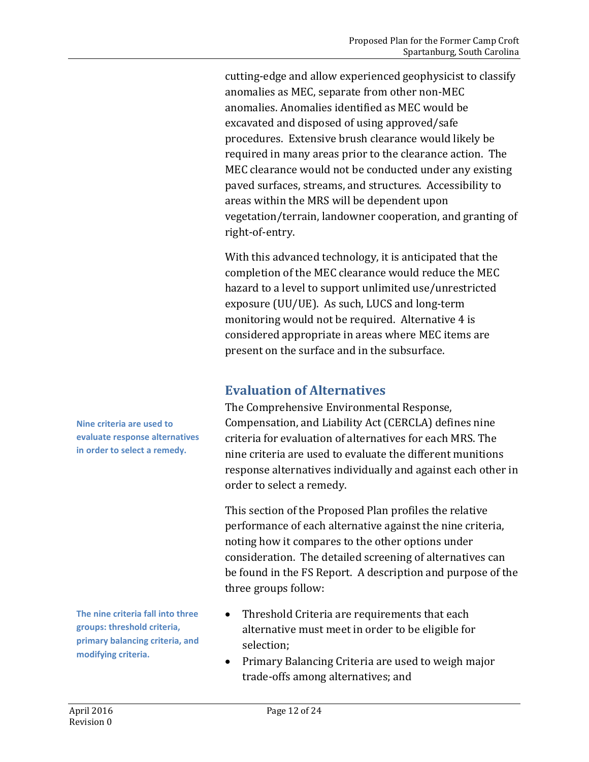cutting-edge and allow experienced geophysicist to classify anomalies as MEC, separate from other non-MEC anomalies. Anomalies identified as MEC would be excavated and disposed of using approved/safe procedures. Extensive brush clearance would likely be required in many areas prior to the clearance action. The MEC clearance would not be conducted under any existing paved surfaces, streams, and structures. Accessibility to areas within the MRS will be dependent upon vegetation/terrain, landowner cooperation, and granting of right-of-entry.

With this advanced technology, it is anticipated that the completion of the MEC clearance would reduce the MEC hazard to a level to support unlimited use/unrestricted exposure (UU/UE). As such, LUCS and long-term monitoring would not be required. Alternative 4 is considered appropriate in areas where MEC items are present on the surface and in the subsurface.

## Evaluation of Alternatives

**Nine criteria are used to evaluate response alternatives in order to select a remedy.**

The Comprehensive Environmental Response, Compensation, and Liability Act (CERCLA) defines nine criteria for evaluation of alternatives for each MRS. The nine criteria are used to evaluate the different munitions response alternatives individually and against each other in order to select a remedy.

This section of the Proposed Plan profiles the relative performance of each alternative against the nine criteria, noting how it compares to the other options under consideration. The detailed screening of alternatives can be found in the FS Report. A description and purpose of the three groups follow:

**The nine criteria fall into three groups: threshold criteria, primary balancing criteria, and modifying criteria.**

- Threshold Criteria are requirements that each alternative must meet in order to be eligible for selection;
- Primary Balancing Criteria are used to weigh major trade-offs among alternatives; and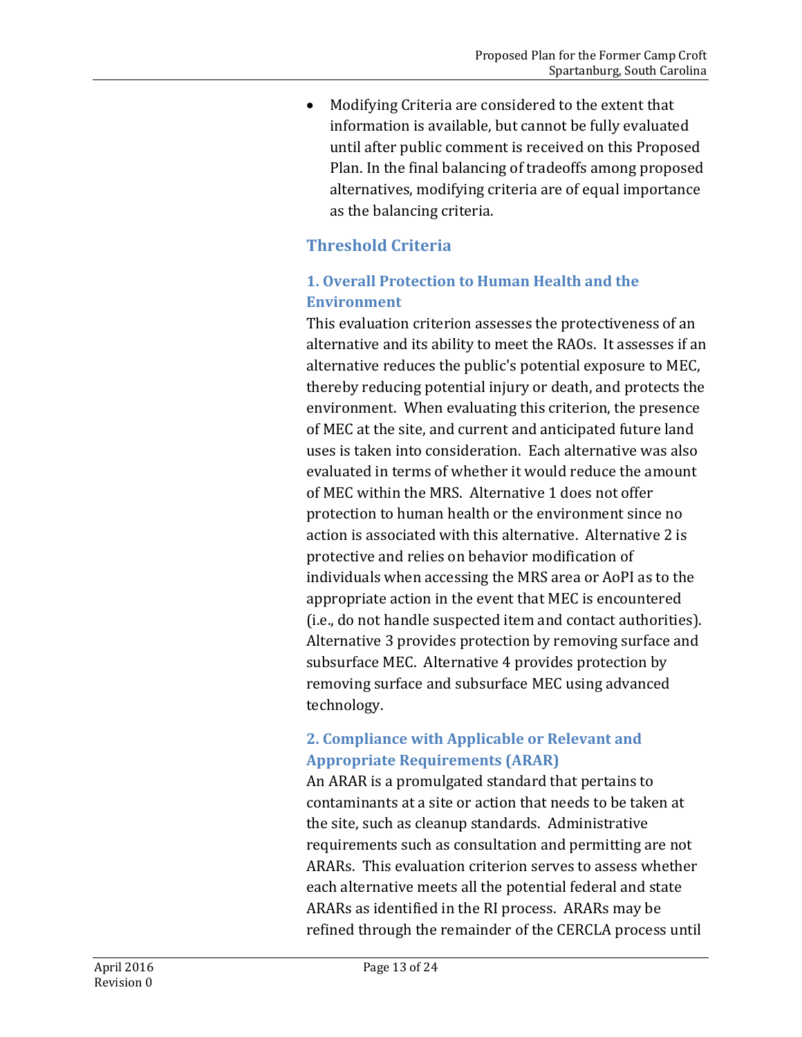- Modifying Criteria are considered to the extent that information is available, but cannot be fully evaluated until after public comment is received on this Proposed Plan. In the final balancing of tradeoffs among proposed alternatives, modifying criteria are of equal importance as the balancing criteria.

## Threshold Criteria

### 1. Overall Protection to Human Health and the Environment

This evaluation criterion assesses the protectiveness of an alternative and its ability to meet the RAOs. It assesses if an alternative reduces the public's potential exposure to MEC, thereby reducing potential injury or death, and protects the environment. When evaluating this criterion, the presence of MEC at the site, and current and anticipated future land uses is taken into consideration. Each alternative was also evaluated in terms of whether it would reduce the amount of MEC within the MRS. Alternative 1 does not offer protection to human health or the environment since no action is associated with this alternative. Alternative 2 is protective and relies on behavior modification of individuals when accessing the MRS area or AoPI as to the appropriate action in the event that MEC is encountered (i.e., do not handle suspected item and contact authorities). Alternative 3 provides protection by removing surface and subsurface MEC. Alternative 4 provides protection by removing surface and subsurface MEC using advanced technology.

### 2. Compliance with Applicable or Relevant and Appropriate Requirements (ARAR)

An ARAR is a promulgated standard that pertains to contaminants at a site or action that needs to be taken at the site, such as cleanup standards. Administrative requirements such as consultation and permitting are not ARARs. This evaluation criterion serves to assess whether each alternative meets all the potential federal and state ARARs as identified in the RI process. ARARs may be refined through the remainder of the CERCLA process until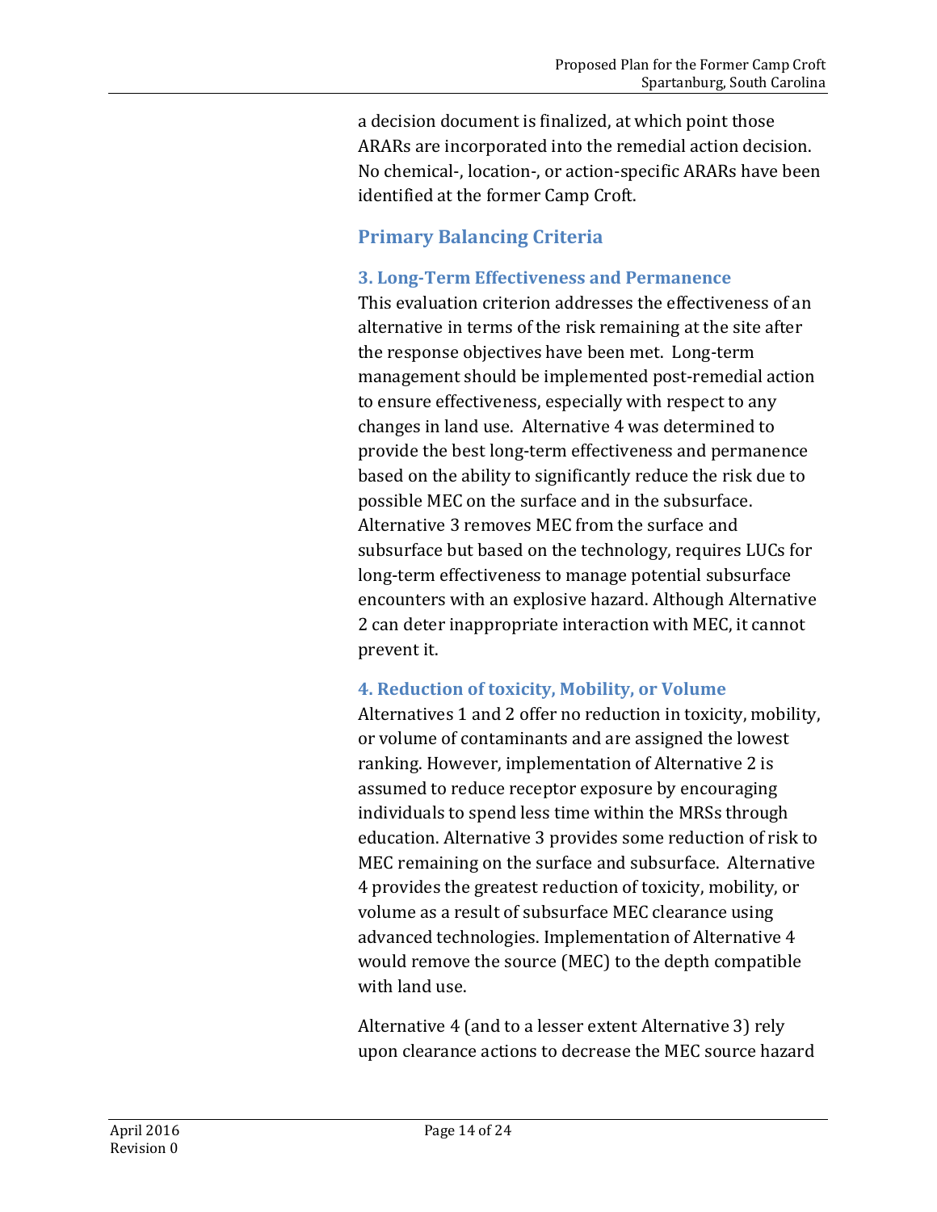a decision document is finalized, at which point those ARARs are incorporated into the remedial action decision. No chemical-, location-, or action-specific ARARs have been identified at the former Camp Croft.

## Primary Balancing Criteria

### 3. Long-Term Effectiveness and Permanence

This evaluation criterion addresses the effectiveness of an alternative in terms of the risk remaining at the site after the response objectives have been met. Long-term management should be implemented post-remedial action to ensure effectiveness, especially with respect to any changes in land use. Alternative 4 was determined to provide the best long-term effectiveness and permanence based on the ability to significantly reduce the risk due to possible MEC on the surface and in the subsurface. Alternative 3 removes MEC from the surface and subsurface but based on the technology, requires LUCs for long-term effectiveness to manage potential subsurface encounters with an explosive hazard. Although Alternative 2 can deter inappropriate interaction with MEC, it cannot prevent it.

### 4. Reduction of toxicity, Mobility, or Volume

Alternatives 1 and 2 offer no reduction in toxicity, mobility, or volume of contaminants and are assigned the lowest ranking. However, implementation of Alternative 2 is assumed to reduce receptor exposure by encouraging individuals to spend less time within the MRSs through education. Alternative 3 provides some reduction of risk to MEC remaining on the surface and subsurface. Alternative 4 provides the greatest reduction of toxicity, mobility, or volume as a result of subsurface MEC clearance using advanced technologies. Implementation of Alternative 4 would remove the source (MEC) to the depth compatible with land use.

Alternative 4 (and to a lesser extent Alternative 3) rely upon clearance actions to decrease the MEC source hazard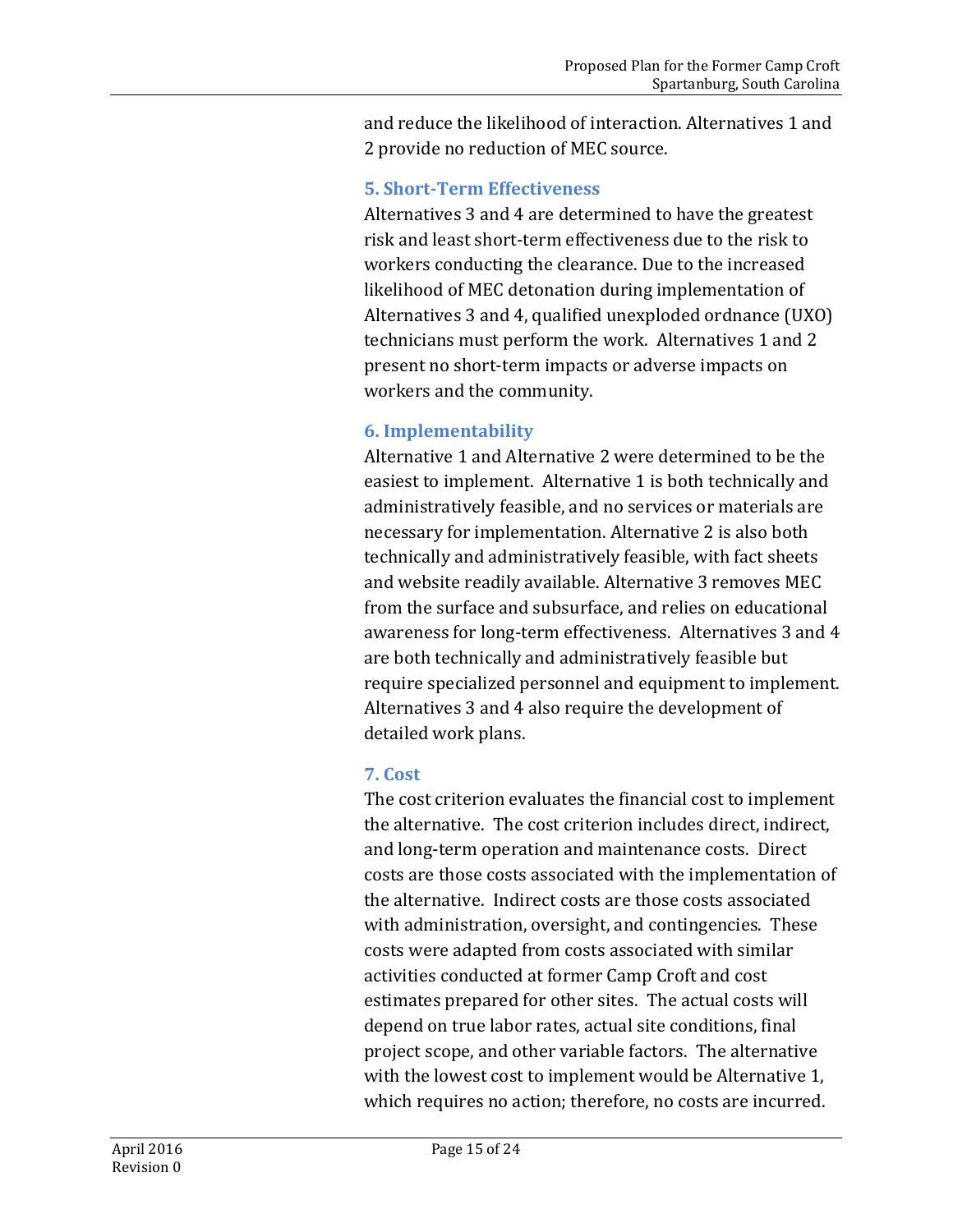and reduce the likelihood of interaction. Alternatives 1 and 2 provide no reduction of MEC source.

### 5. Short-Term Effectiveness

Alternatives 3 and 4 are determined to have the greatest risk and least short-term effectiveness due to the risk to workers conducting the clearance. Due to the increased likelihood of MEC detonation during implementation of Alternatives 3 and 4, qualified unexploded ordnance (UXO) technicians must perform the work. Alternatives 1 and 2 present no short-term impacts or adverse impacts on workers and the community.

### 6. Implementability

Alternative 1 and Alternative 2 were determined to be the easiest to implement. Alternative 1 is both technically and administratively feasible, and no services or materials are necessary for implementation. Alternative 2 is also both technically and administratively feasible, with fact sheets and website readily available. Alternative 3 removes MEC from the surface and subsurface, and relies on educational awareness for long-term effectiveness. Alternatives 3 and 4 are both technically and administratively feasible but require specialized personnel and equipment to implement. Alternatives 3 and 4 also require the development of detailed work plans.

### 7. Cost

The cost criterion evaluates the financial cost to implement the alternative. The cost criterion includes direct, indirect, and long-term operation and maintenance costs. Direct costs are those costs associated with the implementation of the alternative. Indirect costs are those costs associated with administration, oversight, and contingencies. These costs were adapted from costs associated with similar activities conducted at former Camp Croft and cost estimates prepared for other sites. The actual costs will depend on true labor rates, actual site conditions, final project scope, and other variable factors. The alternative with the lowest cost to implement would be Alternative 1, which requires no action; therefore, no costs are incurred.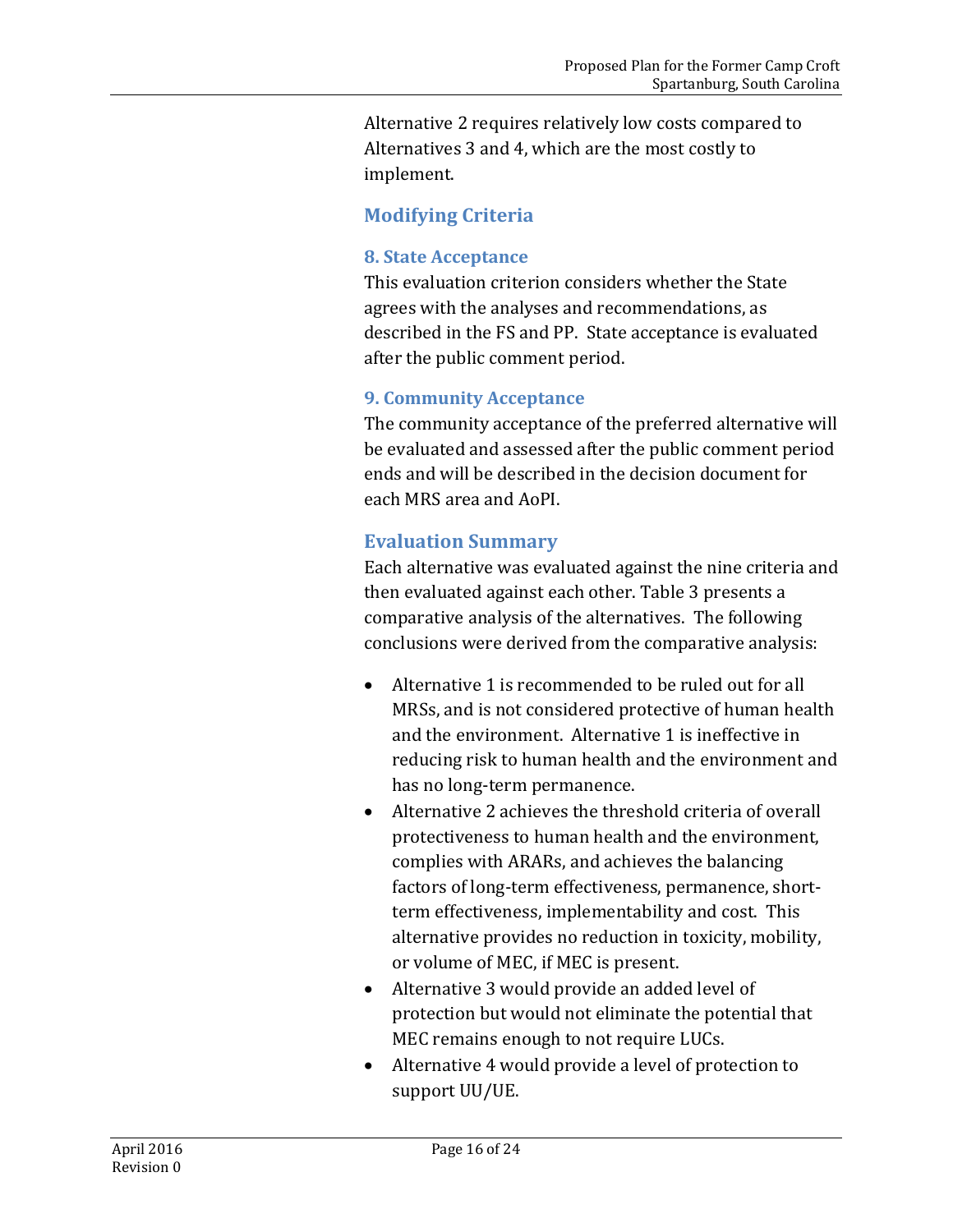Alternative 2 requires relatively low costs compared to Alternatives 3 and 4, which are the most costly to implement.

## Modifying Criteria

### 8. State Acceptance

This evaluation criterion considers whether the State agrees with the analyses and recommendations, as described in the FS and PP. State acceptance is evaluated after the public comment period.

### 9. Community Acceptance

The community acceptance of the preferred alternative will be evaluated and assessed after the public comment period ends and will be described in the decision document for each MRS area and AoPI.

## Evaluation Summary

Each alternative was evaluated against the nine criteria and then evaluated against each other. Table 3 presents a comparative analysis of the alternatives. The following conclusions were derived from the comparative analysis:

- Alternative 1 is recommended to be ruled out for all MRSs, and is not considered protective of human health and the environment. Alternative 1 is ineffective in reducing risk to human health and the environment and has no long-term permanence.
- Alternative 2 achieves the threshold criteria of overall protectiveness to human health and the environment, complies with ARARs, and achieves the balancing factors of long-term effectiveness, permanence, short-term effectiveness, implementability and cost. This alternative provides no reduction in toxicity, mobility, or volume of MEC, if MEC is present.
- Alternative 3 would provide an added level of protection but would not eliminate the potential that MEC remains enough to not require LUCs.
- Alternative 4 would provide a level of protection to support UU/UE.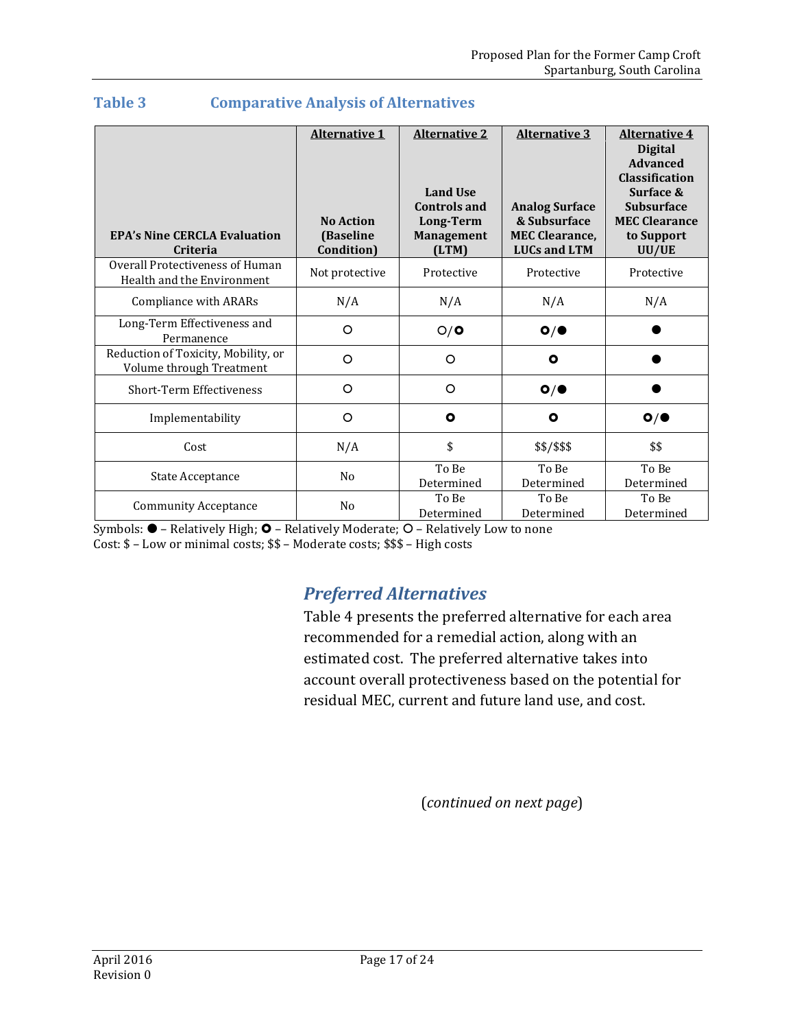## Table 3 Comparative Analysis of Alternatives

| EPA's Nine CERCLA Evaluation Criteria | Alternative 1 No Action (Baseline Condition) | Alternative 2 Land Use Controls and Long-Term Management (LTM) | Alternative 3 Analog Surface & Subsurface MEC Clearance, LUCs and LTM | Alternative 4 Digital Advanced Classification Surface & Subsurface MEC Clearance to Support UU/UE |
|---|---|---|---|---|
| Overall Protectiveness of Human Health and the Environment | Not protective | Protective | Protective | Protective |
| Compliance with ARARs | N/A | N/A | N/A | N/A |
| Long-Term Effectiveness and Permanence | ○ | ○/⭘ | ⭘/● | ● |
| Reduction of Toxicity, Mobility, or Volume through Treatment | ○ | ○ | ⭘ | ● |
| Short-Term Effectiveness | ○ | ○ | ⭘/● | ● |
| Implementability | ○ | ⭘ | ⭘ | ⭘/● |
| Cost | N/A | $ | $$/$$$ | $$ |
| State Acceptance | No | To Be Determined | To Be Determined | To Be Determined |
| Community Acceptance | No | To Be Determined | To Be Determined | To Be Determined |

Symbols: ● – Relatively High; ⭘ – Relatively Moderate; ○ – Relatively Low to none
Cost: $ – Low or minimal costs; $$ – Moderate costs; $$$ – High costs

### *Preferred Alternatives*

Table 4 presents the preferred alternative for each area recommended for a remedial action, along with an estimated cost. The preferred alternative takes into account overall protectiveness based on the potential for residual MEC, current and future land use, and cost.

(*continued on next page*)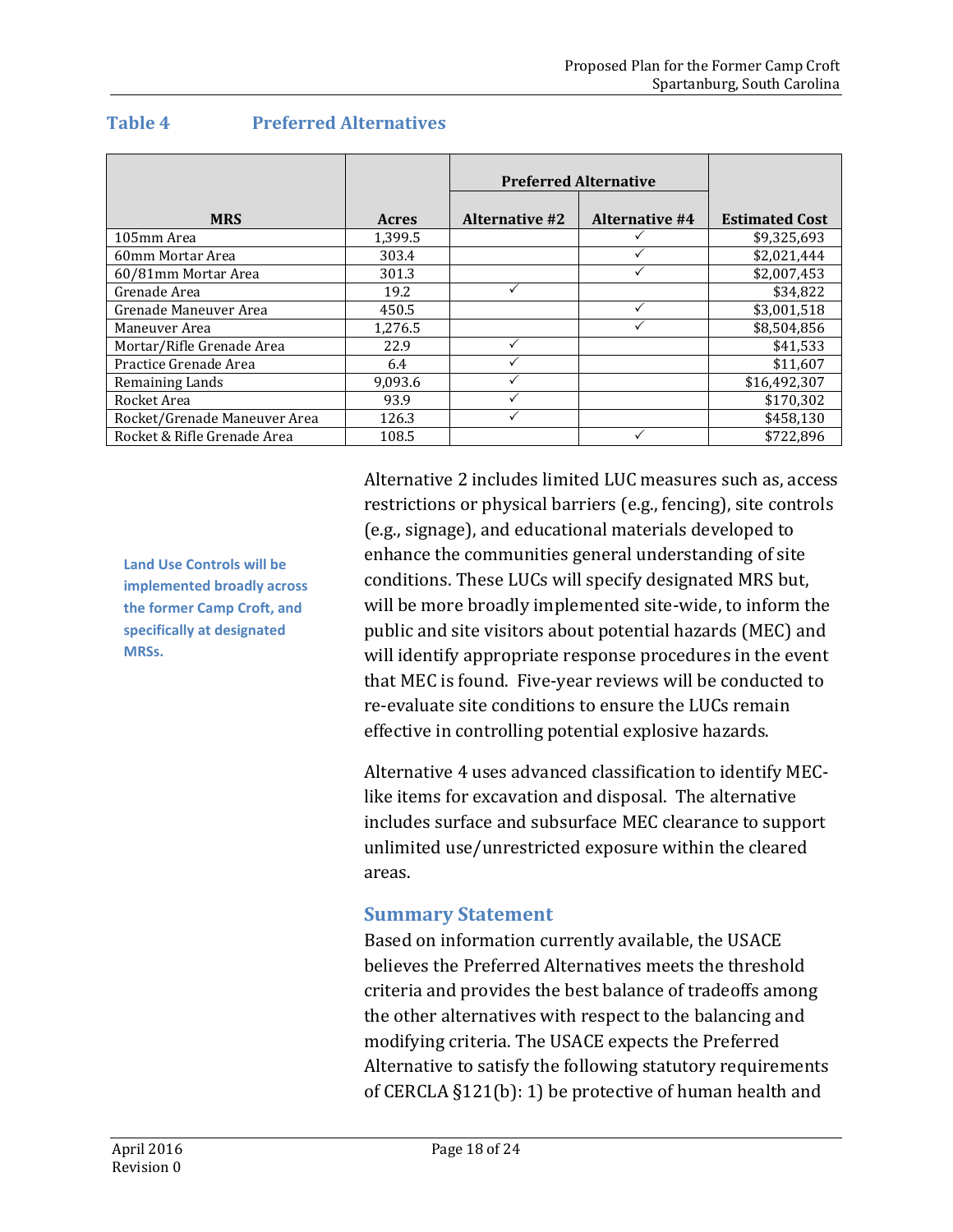## Table 4 Preferred Alternatives

| MRS | Acres | Preferred Alternative | | Estimated Cost |
|---|---|---|---|---|
| | | Alternative #2 | Alternative #4 | |
| 105mm Area | 1,399.5 | | ✓ | $9,325,693 |
| 60mm Mortar Area | 303.4 | | ✓ | $2,021,444 |
| 60/81mm Mortar Area | 301.3 | | ✓ | $2,007,453 |
| Grenade Area | 19.2 | ✓ | | $34,822 |
| Grenade Maneuver Area | 450.5 | | ✓ | $3,001,518 |
| Maneuver Area | 1,276.5 | | ✓ | $8,504,856 |
| Mortar/Rifle Grenade Area | 22.9 | ✓ | | $41,533 |
| Practice Grenade Area | 6.4 | ✓ | | $11,607 |
| Remaining Lands | 9,093.6 | ✓ | | $16,492,307 |
| Rocket Area | 93.9 | ✓ | | $170,302 |
| Rocket/Grenade Maneuver Area | 126.3 | ✓ | | $458,130 |
| Rocket & Rifle Grenade Area | 108.5 | | ✓ | $722,896 |

**Land Use Controls will be implemented broadly across the former Camp Croft, and specifically at designated MRSs.**

Alternative 2 includes limited LUC measures such as, access restrictions or physical barriers (e.g., fencing), site controls (e.g., signage), and educational materials developed to enhance the communities general understanding of site conditions. These LUCs will specify designated MRS but, will be more broadly implemented site-wide, to inform the public and site visitors about potential hazards (MEC) and will identify appropriate response procedures in the event that MEC is found. Five-year reviews will be conducted to re-evaluate site conditions to ensure the LUCs remain effective in controlling potential explosive hazards.

Alternative 4 uses advanced classification to identify MEC-like items for excavation and disposal. The alternative includes surface and subsurface MEC clearance to support unlimited use/unrestricted exposure within the cleared areas.

### Summary Statement

Based on information currently available, the USACE believes the Preferred Alternatives meets the threshold criteria and provides the best balance of tradeoffs among the other alternatives with respect to the balancing and modifying criteria. The USACE expects the Preferred Alternative to satisfy the following statutory requirements of CERCLA §121(b): 1) be protective of human health and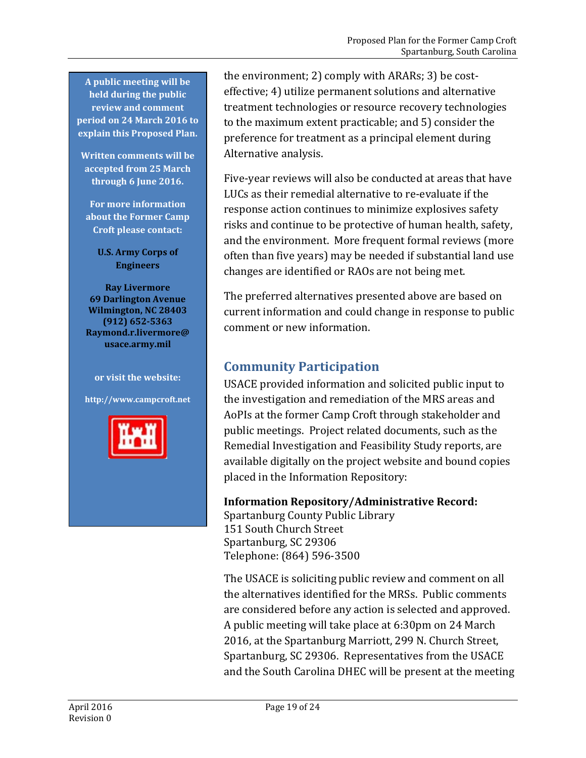**A public meeting will be held during the public review and comment period on 24 March 2016 to explain this Proposed Plan.**

**Written comments will be accepted from 25 March through 6 June 2016.**

**For more information about the Former Camp Croft please contact:**

**U.S. Army Corps of Engineers**

**Ray Livermore**
**69 Darlington Avenue**
**Wilmington, NC 28403**
**(912) 652-5363**
**Raymond.r.livermore@usace.army.mil**

**or visit the website:**

**http://www.campcroft.net**

the environment; 2) comply with ARARs; 3) be cost-effective; 4) utilize permanent solutions and alternative treatment technologies or resource recovery technologies to the maximum extent practicable; and 5) consider the preference for treatment as a principal element during Alternative analysis.

Five-year reviews will also be conducted at areas that have LUCs as their remedial alternative to re-evaluate if the response action continues to minimize explosives safety risks and continue to be protective of human health, safety, and the environment. More frequent formal reviews (more often than five years) may be needed if substantial land use changes are identified or RAOs are not being met.

The preferred alternatives presented above are based on current information and could change in response to public comment or new information.

## Community Participation

USACE provided information and solicited public input to the investigation and remediation of the MRS areas and AoPIs at the former Camp Croft through stakeholder and public meetings. Project related documents, such as the Remedial Investigation and Feasibility Study reports, are available digitally on the project website and bound copies placed in the Information Repository:

**Information Repository/Administrative Record:**
Spartanburg County Public Library
151 South Church Street
Spartanburg, SC 29306
Telephone: (864) 596-3500

The USACE is soliciting public review and comment on all the alternatives identified for the MRSs. Public comments are considered before any action is selected and approved. A public meeting will take place at 6:30pm on 24 March 2016, at the Spartanburg Marriott, 299 N. Church Street, Spartanburg, SC 29306. Representatives from the USACE and the South Carolina DHEC will be present at the meeting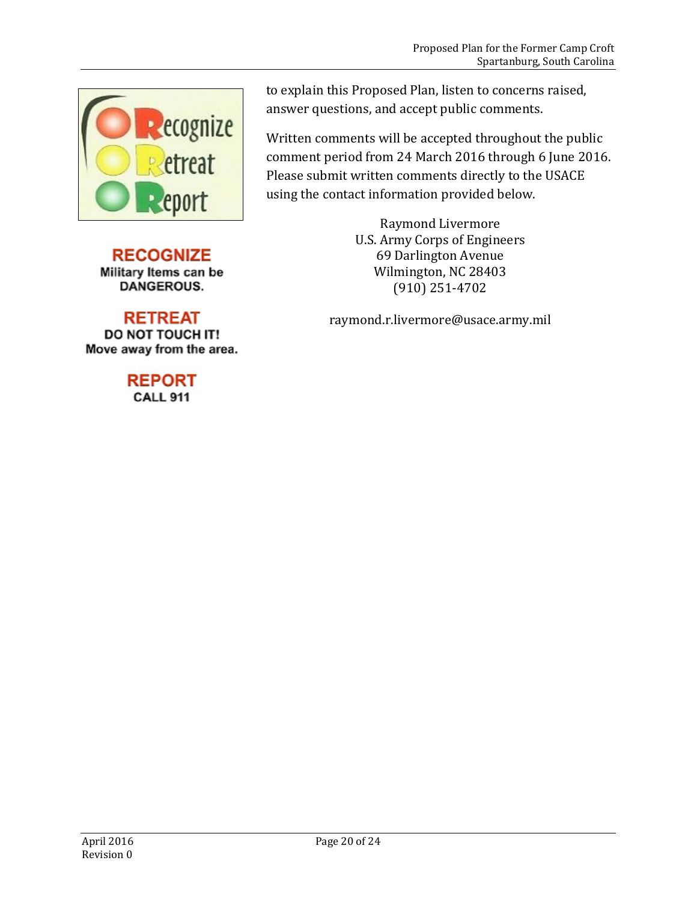RECOGNIZE
Military Items can be DANGEROUS.

RETREAT
DO NOT TOUCH IT!
Move away from the area.

REPORT
CALL 911

to explain this Proposed Plan, listen to concerns raised, answer questions, and accept public comments.

Written comments will be accepted throughout the public comment period from 24 March 2016 through 6 June 2016. Please submit written comments directly to the USACE using the contact information provided below.

Raymond Livermore
U.S. Army Corps of Engineers
69 Darlington Avenue
Wilmington, NC 28403
(910) 251-4702

raymond.r.livermore@usace.army.mil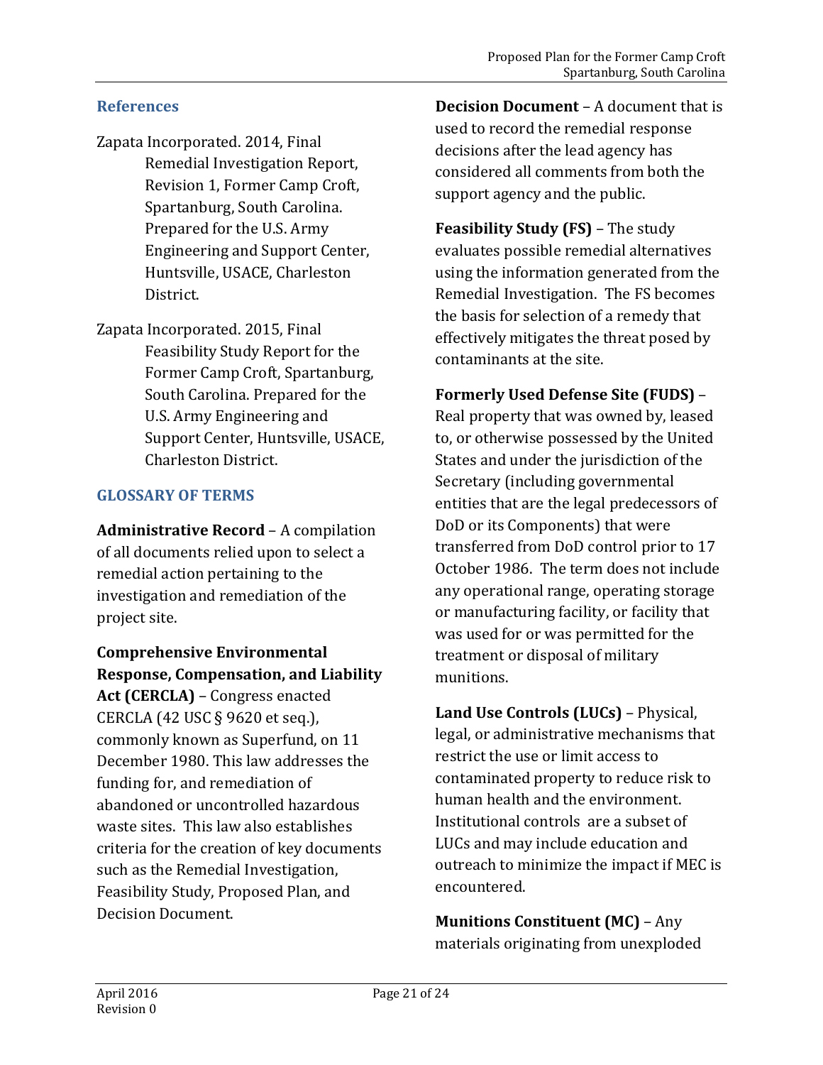## References

Zapata Incorporated. 2014, Final Remedial Investigation Report, Revision 1, Former Camp Croft, Spartanburg, South Carolina. Prepared for the U.S. Army Engineering and Support Center, Huntsville, USACE, Charleston District.

Zapata Incorporated. 2015, Final Feasibility Study Report for the Former Camp Croft, Spartanburg, South Carolina. Prepared for the U.S. Army Engineering and Support Center, Huntsville, USACE, Charleston District.

## GLOSSARY OF TERMS

**Administrative Record** – A compilation of all documents relied upon to select a remedial action pertaining to the investigation and remediation of the project site.

**Comprehensive Environmental Response, Compensation, and Liability Act (CERCLA)** – Congress enacted CERCLA (42 USC § 9620 et seq.), commonly known as Superfund, on 11 December 1980. This law addresses the funding for, and remediation of abandoned or uncontrolled hazardous waste sites. This law also establishes criteria for the creation of key documents such as the Remedial Investigation, Feasibility Study, Proposed Plan, and Decision Document.

**Decision Document** – A document that is used to record the remedial response decisions after the lead agency has considered all comments from both the support agency and the public.

**Feasibility Study (FS)** – The study evaluates possible remedial alternatives using the information generated from the Remedial Investigation. The FS becomes the basis for selection of a remedy that effectively mitigates the threat posed by contaminants at the site.

**Formerly Used Defense Site (FUDS)** – Real property that was owned by, leased to, or otherwise possessed by the United States and under the jurisdiction of the Secretary (including governmental entities that are the legal predecessors of DoD or its Components) that were transferred from DoD control prior to 17 October 1986. The term does not include any operational range, operating storage or manufacturing facility, or facility that was used for or was permitted for the treatment or disposal of military munitions.

**Land Use Controls (LUCs)** – Physical, legal, or administrative mechanisms that restrict the use or limit access to contaminated property to reduce risk to human health and the environment. Institutional controls are a subset of LUCs and may include education and outreach to minimize the impact if MEC is encountered.

**Munitions Constituent (MC)** – Any materials originating from unexploded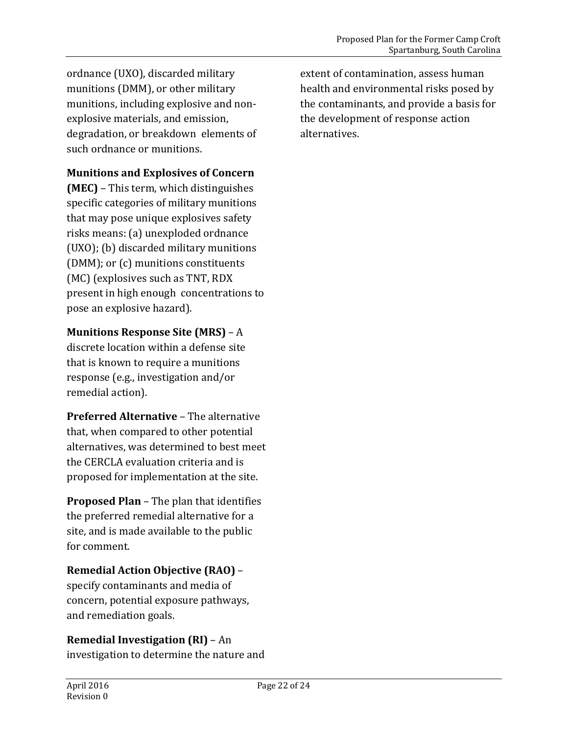ordnance (UXO), discarded military munitions (DMM), or other military munitions, including explosive and non-explosive materials, and emission, degradation, or breakdown elements of such ordnance or munitions.

**Munitions and Explosives of Concern (MEC)** – This term, which distinguishes specific categories of military munitions that may pose unique explosives safety risks means: (a) unexploded ordnance (UXO); (b) discarded military munitions (DMM); or (c) munitions constituents (MC) (explosives such as TNT, RDX present in high enough concentrations to pose an explosive hazard).

**Munitions Response Site (MRS)** – A discrete location within a defense site that is known to require a munitions response (e.g., investigation and/or remedial action).

**Preferred Alternative** – The alternative that, when compared to other potential alternatives, was determined to best meet the CERCLA evaluation criteria and is proposed for implementation at the site.

**Proposed Plan** – The plan that identifies the preferred remedial alternative for a site, and is made available to the public for comment.

**Remedial Action Objective (RAO)** – specify contaminants and media of concern, potential exposure pathways, and remediation goals.

**Remedial Investigation (RI)** – An investigation to determine the nature and extent of contamination, assess human health and environmental risks posed by the contaminants, and provide a basis for the development of response action alternatives.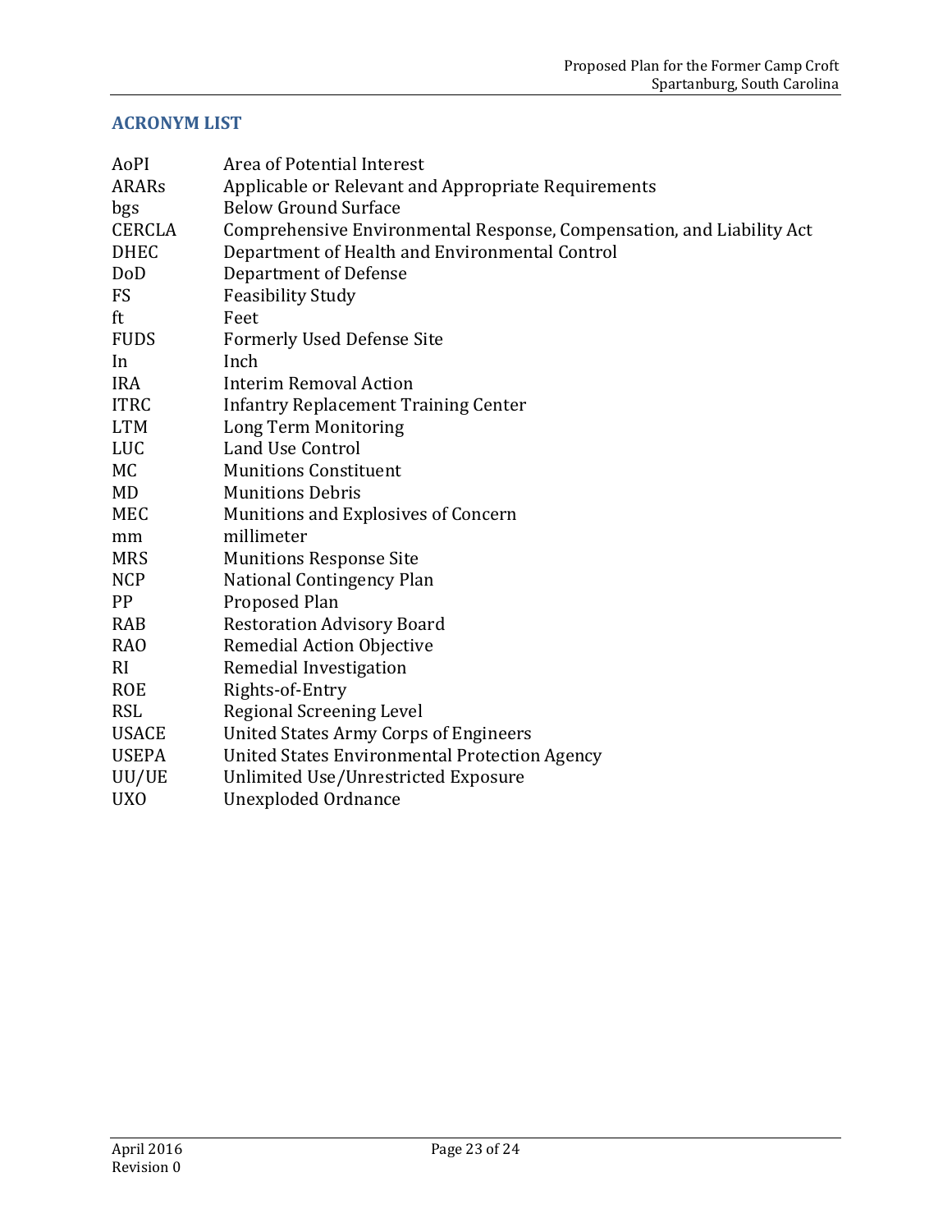## ACRONYM LIST

| | |
|---|---|
| AoPI | Area of Potential Interest |
| ARARs | Applicable or Relevant and Appropriate Requirements |
| bgs | Below Ground Surface |
| CERCLA | Comprehensive Environmental Response, Compensation, and Liability Act |
| DHEC | Department of Health and Environmental Control |
| DoD | Department of Defense |
| FS | Feasibility Study |
| ft | Feet |
| FUDS | Formerly Used Defense Site |
| In | Inch |
| IRA | Interim Removal Action |
| ITRC | Infantry Replacement Training Center |
| LTM | Long Term Monitoring |
| LUC | Land Use Control |
| MC | Munitions Constituent |
| MD | Munitions Debris |
| MEC | Munitions and Explosives of Concern |
| mm | millimeter |
| MRS | Munitions Response Site |
| NCP | National Contingency Plan |
| PP | Proposed Plan |
| RAB | Restoration Advisory Board |
| RAO | Remedial Action Objective |
| RI | Remedial Investigation |
| ROE | Rights-of-Entry |
| RSL | Regional Screening Level |
| USACE | United States Army Corps of Engineers |
| USEPA | United States Environmental Protection Agency |
| UU/UE | Unlimited Use/Unrestricted Exposure |
| UXO | Unexploded Ordnance |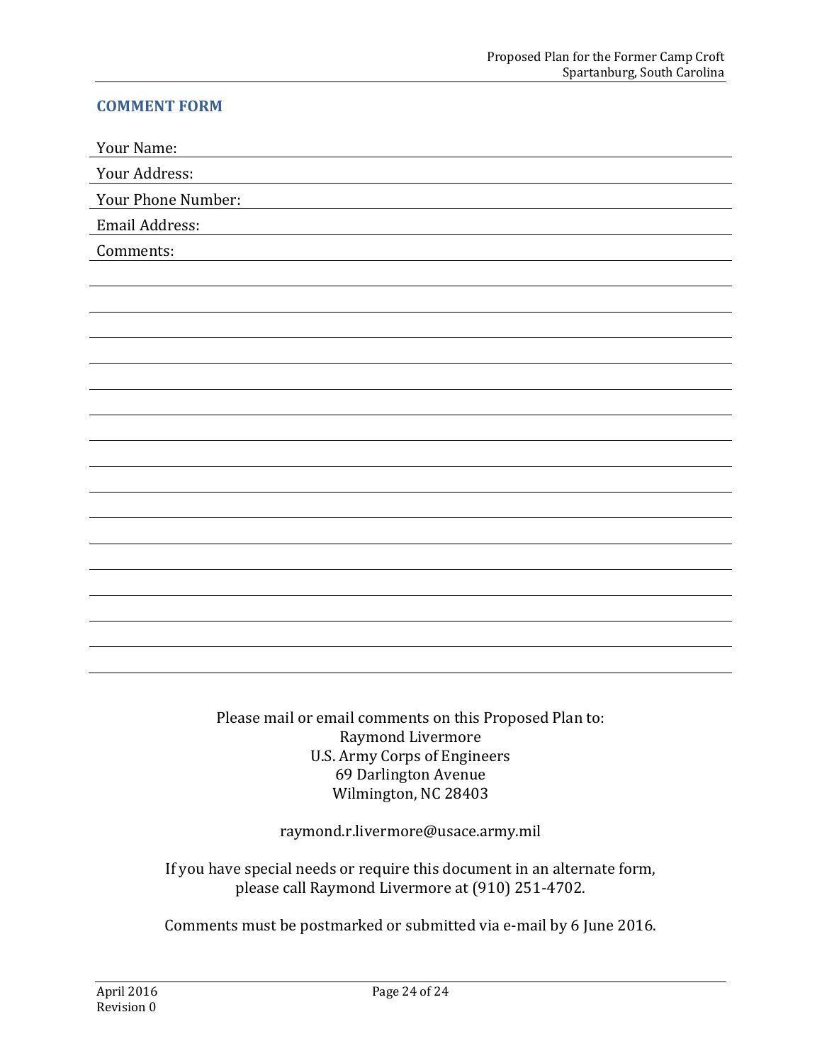## COMMENT FORM

Your Name:

Your Address:

Your Phone Number:

Email Address:

Comments:

Please mail or email comments on this Proposed Plan to:
Raymond Livermore
U.S. Army Corps of Engineers
69 Darlington Avenue
Wilmington, NC 28403

raymond.r.livermore@usace.army.mil

If you have special needs or require this document in an alternate form, please call Raymond Livermore at (910) 251-4702.

Comments must be postmarked or submitted via e-mail by 6 June 2016.